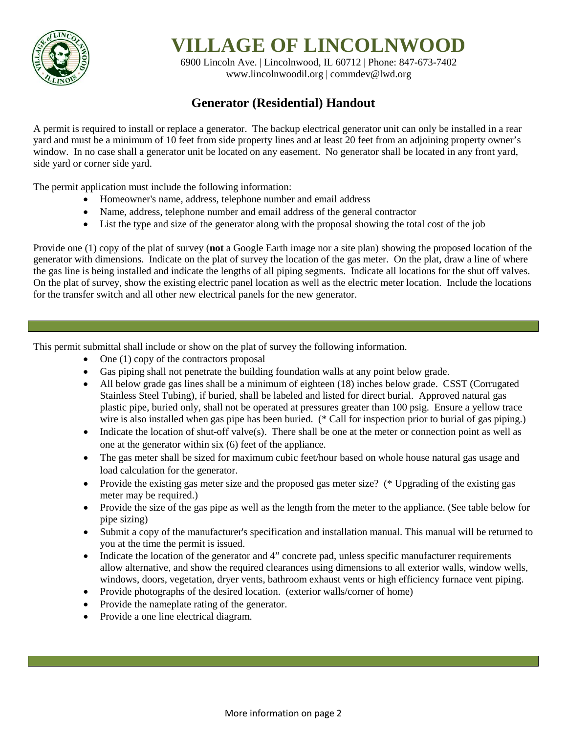# VILLAGE OF LINCOLNWOOD

6900 Lincoln Ave. | Lincolnwood, IL 60712 | Phone: 847-673-7402
www.lincolnwoodil.org | commdev@lwd.org

## Generator (Residential) Handout

A permit is required to install or replace a generator. The backup electrical generator unit can only be installed in a rear yard and must be a minimum of 10 feet from side property lines and at least 20 feet from an adjoining property owner's window. In no case shall a generator unit be located on any easement. No generator shall be located in any front yard, side yard or corner side yard.

The permit application must include the following information:

- Homeowner's name, address, telephone number and email address
- Name, address, telephone number and email address of the general contractor
- List the type and size of the generator along with the proposal showing the total cost of the job

Provide one (1) copy of the plat of survey (**not** a Google Earth image nor a site plan) showing the proposed location of the generator with dimensions. Indicate on the plat of survey the location of the gas meter. On the plat, draw a line of where the gas line is being installed and indicate the lengths of all piping segments. Indicate all locations for the shut off valves. On the plat of survey, show the existing electric panel location as well as the electric meter location. Include the locations for the transfer switch and all other new electrical panels for the new generator.

---

This permit submittal shall include or show on the plat of survey the following information.

- One (1) copy of the contractors proposal
- Gas piping shall not penetrate the building foundation walls at any point below grade.
- All below grade gas lines shall be a minimum of eighteen (18) inches below grade. CSST (Corrugated Stainless Steel Tubing), if buried, shall be labeled and listed for direct burial. Approved natural gas plastic pipe, buried only, shall not be operated at pressures greater than 100 psig. Ensure a yellow trace wire is also installed when gas pipe has been buried. (* Call for inspection prior to burial of gas piping.)
- Indicate the location of shut-off valve(s). There shall be one at the meter or connection point as well as one at the generator within six (6) feet of the appliance.
- The gas meter shall be sized for maximum cubic feet/hour based on whole house natural gas usage and load calculation for the generator.
- Provide the existing gas meter size and the proposed gas meter size? (* Upgrading of the existing gas meter may be required.)
- Provide the size of the gas pipe as well as the length from the meter to the appliance. (See table below for pipe sizing)
- Submit a copy of the manufacturer's specification and installation manual. This manual will be returned to you at the time the permit is issued.
- Indicate the location of the generator and 4" concrete pad, unless specific manufacturer requirements allow alternative, and show the required clearances using dimensions to all exterior walls, window wells, windows, doors, vegetation, dryer vents, bathroom exhaust vents or high efficiency furnace vent piping.
- Provide photographs of the desired location. (exterior walls/corner of home)
- Provide the nameplate rating of the generator.
- Provide a one line electrical diagram.

---

More information on page 2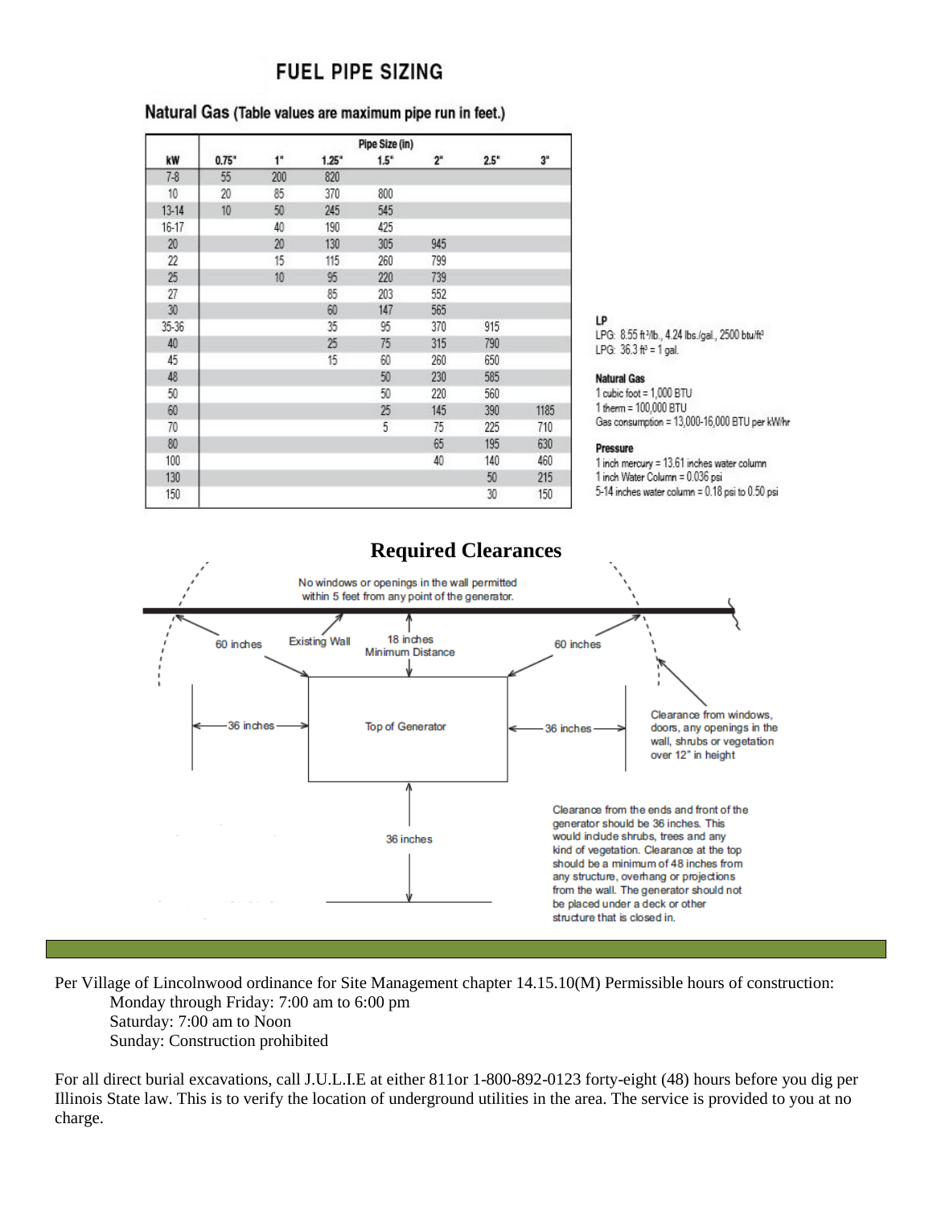# FUEL PIPE SIZING

## Natural Gas (Table values are maximum pipe run in feet.)

| | Pipe Size (in) | | | | | | |
|---|---|---|---|---|---|---|---|
| kW | 0.75" | 1" | 1.25" | 1.5" | 2" | 2.5" | 3" |
| 7-8 | 55 | 200 | 820 | | | | |
| 10 | 20 | 85 | 370 | 800 | | | |
| 13-14 | 10 | 50 | 245 | 545 | | | |
| 16-17 | | 40 | 190 | 425 | | | |
| 20 | | 20 | 130 | 305 | 945 | | |
| 22 | | 15 | 115 | 260 | 799 | | |
| 25 | | 10 | 95 | 220 | 739 | | |
| 27 | | | 85 | 203 | 552 | | |
| 30 | | | 60 | 147 | 565 | | |
| 35-36 | | | 35 | 95 | 370 | 915 | |
| 40 | | | 25 | 75 | 315 | 790 | |
| 45 | | | 15 | 60 | 260 | 650 | |
| 48 | | | | 50 | 230 | 585 | |
| 50 | | | | 50 | 220 | 560 | |
| 60 | | | | 25 | 145 | 390 | 1185 |
| 70 | | | | 5 | 75 | 225 | 710 |
| 80 | | | | | 65 | 195 | 630 |
| 100 | | | | | 40 | 140 | 460 |
| 130 | | | | | | 50 | 215 |
| 150 | | | | | | 30 | 150 |

**LP**
LPG: 8.55 ft$^3$/lb., 4.24 lbs./gal., 2500 btu/ft$^3$
LPG: 36.3 ft$^3$ = 1 gal.

**Natural Gas**
1 cubic foot = 1,000 BTU
1 therm = 100,000 BTU
Gas consumption = 13,000-16,000 BTU per kW/hr

**Pressure**
1 inch mercury = 13.61 inches water column
1 inch Water Column = 0.036 psi
5-14 inches water column = 0.18 psi to 0.50 psi

# Required Clearances

No windows or openings in the wall permitted within 5 feet from any point of the generator.

Existing Wall

18 inches Minimum Distance

60 inches

60 inches

36 inches

Top of Generator

36 inches

Clearance from windows, doors, any openings in the wall, shrubs or vegetation over 12" in height

36 inches

Clearance from the ends and front of the generator should be 36 inches. This would include shrubs, trees and any kind of vegetation. Clearance at the top should be a minimum of 48 inches from any structure, overhang or projections from the wall. The generator should not be placed under a deck or other structure that is closed in.

---

Per Village of Lincolnwood ordinance for Site Management chapter 14.15.10(M) Permissible hours of construction:

Monday through Friday: 7:00 am to 6:00 pm
Saturday: 7:00 am to Noon
Sunday: Construction prohibited

For all direct burial excavations, call J.U.L.I.E at either 811or 1-800-892-0123 forty-eight (48) hours before you dig per Illinois State law. This is to verify the location of underground utilities in the area. The service is provided to you at no charge.